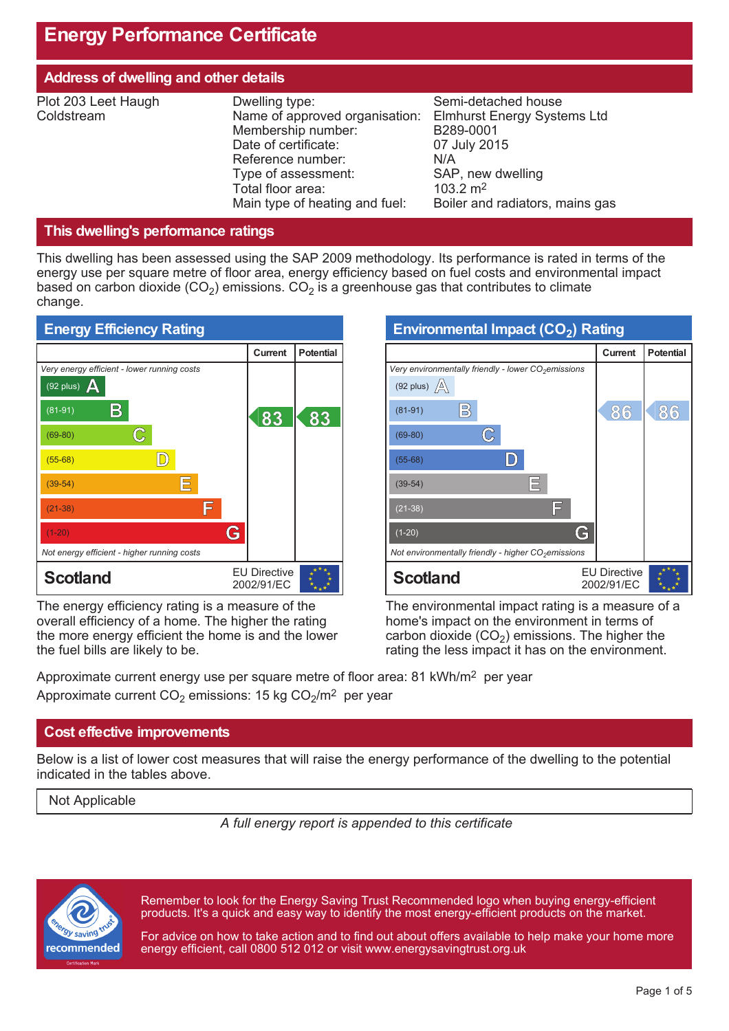# Energy Performance Certificate

## Address of dwelling and other details

Plot 203 Leet Haugh
Coldstream

| | |
|---|---|
| Dwelling type: | Semi-detached house |
| Name of approved organisation: | Elmhurst Energy Systems Ltd |
| Membership number: | B289-0001 |
| Date of certificate: | 07 July 2015 |
| Reference number: | N/A |
| Type of assessment: | SAP, new dwelling |
| Total floor area: | 103.2 $m^2$ |
| Main type of heating and fuel: | Boiler and radiators, mains gas |

## This dwelling's performance ratings

This dwelling has been assessed using the SAP 2009 methodology. Its performance is rated in terms of the energy use per square metre of floor area, energy efficiency based on fuel costs and environmental impact based on carbon dioxide ($CO_2$) emissions. $CO_2$ is a greenhouse gas that contributes to climate change.

### Energy Efficiency Rating

| | Current | Potential |
|---|---|---|
| *Very energy efficient - lower running costs* | | |
| (92 plus) A | | |
| (81-91) B | 83 | 83 |
| (69-80) C | | |
| (55-68) D | | |
| (39-54) E | | |
| (21-38) F | | |
| (1-20) G | | |
| *Not energy efficient - higher running costs* | | |
| **Scotland** — EU Directive 2002/91/EC | | |

The energy efficiency rating is a measure of the overall efficiency of a home. The higher the rating the more energy efficient the home is and the lower the fuel bills are likely to be.

### Environmental Impact ($CO_2$) Rating

| | Current | Potential |
|---|---|---|
| *Very environmentally friendly - lower $CO_2$ emissions* | | |
| (92 plus) A | | |
| (81-91) B | 86 | 86 |
| (69-80) C | | |
| (55-68) D | | |
| (39-54) E | | |
| (21-38) F | | |
| (1-20) G | | |
| *Not environmentally friendly - higher $CO_2$ emissions* | | |
| **Scotland** — EU Directive 2002/91/EC | | |

The environmental impact rating is a measure of a home's impact on the environment in terms of carbon dioxide ($CO_2$) emissions. The higher the rating the less impact it has on the environment.

Approximate current energy use per square metre of floor area: 81 kWh/$m^2$ per year
Approximate current $CO_2$ emissions: 15 kg $CO_2$/$m^2$ per year

## Cost effective improvements

Below is a list of lower cost measures that will raise the energy performance of the dwelling to the potential indicated in the tables above.

| Not Applicable |
|---|

*A full energy report is appended to this certificate*

Remember to look for the Energy Saving Trust Recommended logo when buying energy-efficient products. It's a quick and easy way to identify the most energy-efficient products on the market.

For advice on how to take action and to find out about offers available to help make your home more energy efficient, call 0800 512 012 or visit www.energysavingtrust.org.uk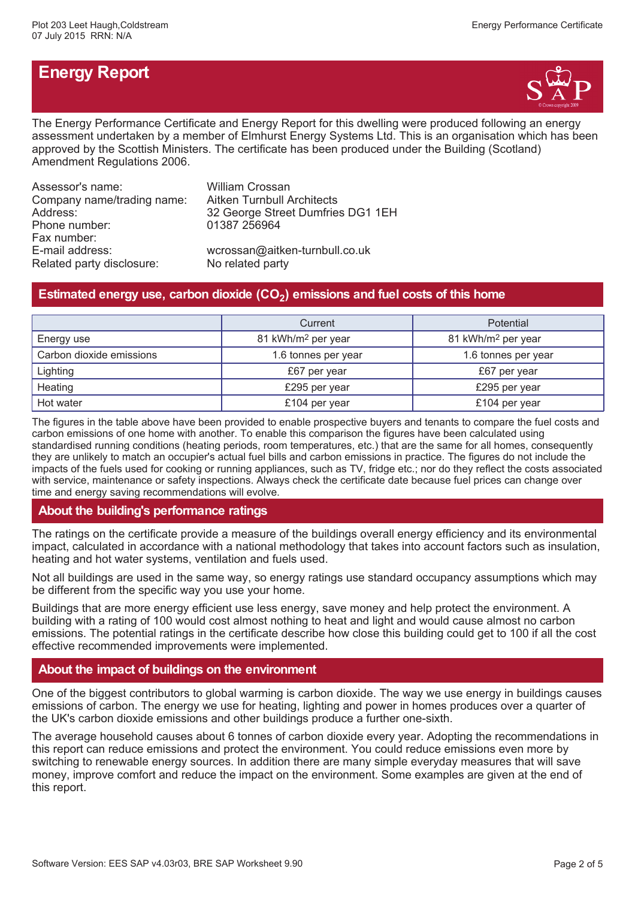# Energy Report

The Energy Performance Certificate and Energy Report for this dwelling were produced following an energy assessment undertaken by a member of Elmhurst Energy Systems Ltd. This is an organisation which has been approved by the Scottish Ministers. The certificate has been produced under the Building (Scotland) Amendment Regulations 2006.

| | |
|---|---|
| Assessor's name: | William Crossan |
| Company name/trading name: | Aitken Turnbull Architects |
| Address: | 32 George Street Dumfries DG1 1EH |
| Phone number: | 01387 256964 |
| Fax number: | |
| E-mail address: | wcrossan@aitken-turnbull.co.uk |
| Related party disclosure: | No related party |

## Estimated energy use, carbon dioxide ($CO_2$) emissions and fuel costs of this home

| | Current | Potential |
|---|---|---|
| Energy use | 81 kWh/m² per year | 81 kWh/m² per year |
| Carbon dioxide emissions | 1.6 tonnes per year | 1.6 tonnes per year |
| Lighting | £67 per year | £67 per year |
| Heating | £295 per year | £295 per year |
| Hot water | £104 per year | £104 per year |

The figures in the table above have been provided to enable prospective buyers and tenants to compare the fuel costs and carbon emissions of one home with another. To enable this comparison the figures have been calculated using standardised running conditions (heating periods, room temperatures, etc.) that are the same for all homes, consequently they are unlikely to match an occupier's actual fuel bills and carbon emissions in practice. The figures do not include the impacts of the fuels used for cooking or running appliances, such as TV, fridge etc.; nor do they reflect the costs associated with service, maintenance or safety inspections. Always check the certificate date because fuel prices can change over time and energy saving recommendations will evolve.

## About the building's performance ratings

The ratings on the certificate provide a measure of the buildings overall energy efficiency and its environmental impact, calculated in accordance with a national methodology that takes into account factors such as insulation, heating and hot water systems, ventilation and fuels used.

Not all buildings are used in the same way, so energy ratings use standard occupancy assumptions which may be different from the specific way you use your home.

Buildings that are more energy efficient use less energy, save money and help protect the environment. A building with a rating of 100 would cost almost nothing to heat and light and would cause almost no carbon emissions. The potential ratings in the certificate describe how close this building could get to 100 if all the cost effective recommended improvements were implemented.

## About the impact of buildings on the environment

One of the biggest contributors to global warming is carbon dioxide. The way we use energy in buildings causes emissions of carbon. The energy we use for heating, lighting and power in homes produces over a quarter of the UK's carbon dioxide emissions and other buildings produce a further one-sixth.

The average household causes about 6 tonnes of carbon dioxide every year. Adopting the recommendations in this report can reduce emissions and protect the environment. You could reduce emissions even more by switching to renewable energy sources. In addition there are many simple everyday measures that will save money, improve comfort and reduce the impact on the environment. Some examples are given at the end of this report.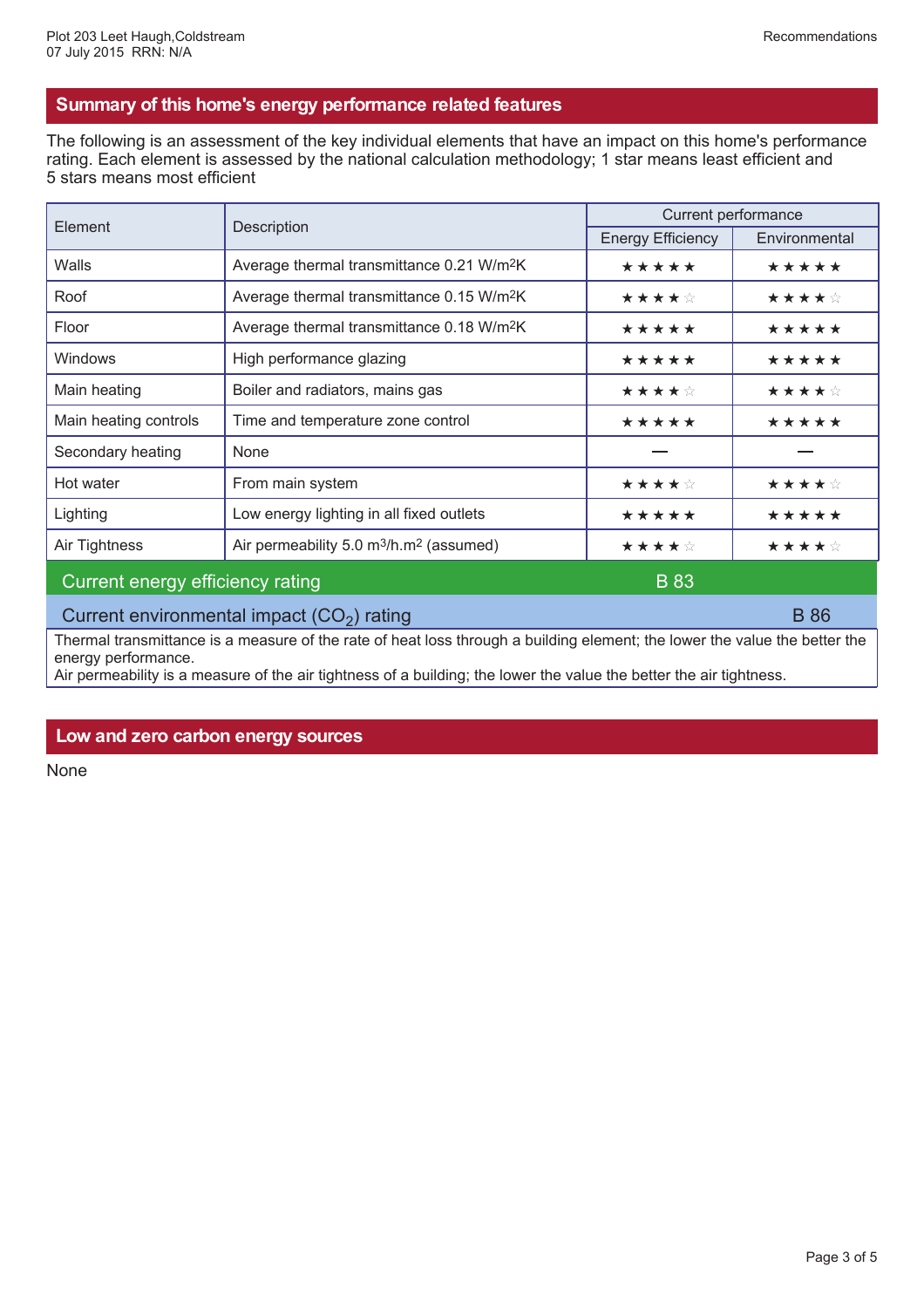## Summary of this home's energy performance related features

The following is an assessment of the key individual elements that have an impact on this home's performance rating. Each element is assessed by the national calculation methodology; 1 star means least efficient and 5 stars means most efficient

| Element | Description | Current performance | |
|---|---|---|---|
| | | Energy Efficiency | Environmental |
| Walls | Average thermal transmittance 0.21 W/m²K | ★★★★★ | ★★★★★ |
| Roof | Average thermal transmittance 0.15 W/m²K | ★★★★☆ | ★★★★☆ |
| Floor | Average thermal transmittance 0.18 W/m²K | ★★★★★ | ★★★★★ |
| Windows | High performance glazing | ★★★★★ | ★★★★★ |
| Main heating | Boiler and radiators, mains gas | ★★★★☆ | ★★★★☆ |
| Main heating controls | Time and temperature zone control | ★★★★★ | ★★★★★ |
| Secondary heating | None | — | — |
| Hot water | From main system | ★★★★☆ | ★★★★☆ |
| Lighting | Low energy lighting in all fixed outlets | ★★★★★ | ★★★★★ |
| Air Tightness | Air permeability 5.0 m³/h.m² (assumed) | ★★★★☆ | ★★★★☆ |
| Current energy efficiency rating | | B 83 | |
| Current environmental impact ($CO_2$) rating | | | B 86 |

Thermal transmittance is a measure of the rate of heat loss through a building element; the lower the value the better the energy performance.
Air permeability is a measure of the air tightness of a building; the lower the value the better the air tightness.

## Low and zero carbon energy sources

None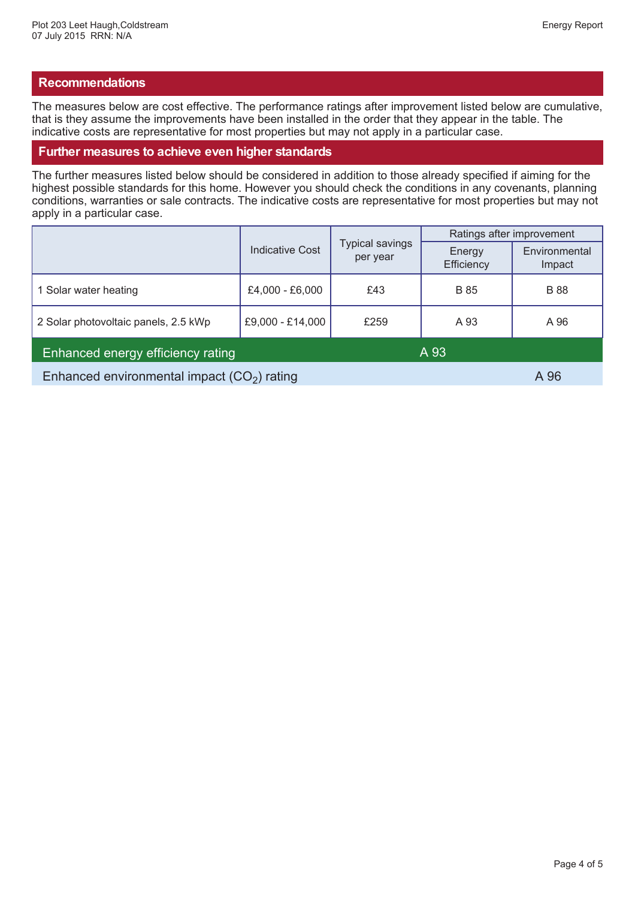## Recommendations

The measures below are cost effective. The performance ratings after improvement listed below are cumulative, that is they assume the improvements have been installed in the order that they appear in the table. The indicative costs are representative for most properties but may not apply in a particular case.

## Further measures to achieve even higher standards

The further measures listed below should be considered in addition to those already specified if aiming for the highest possible standards for this home. However you should check the conditions in any covenants, planning conditions, warranties or sale contracts. The indicative costs are representative for most properties but may not apply in a particular case.

| | Indicative Cost | Typical savings per year | Ratings after improvement | |
|---|---|---|---|---|
| | | | Energy Efficiency | Environmental Impact |
| 1 Solar water heating | £4,000 - £6,000 | £43 | B 85 | B 88 |
| 2 Solar photovoltaic panels, 2.5 kWp | £9,000 - £14,000 | £259 | A 93 | A 96 |

Enhanced energy efficiency rating: A 93

Enhanced environmental impact ($CO_2$) rating: A 96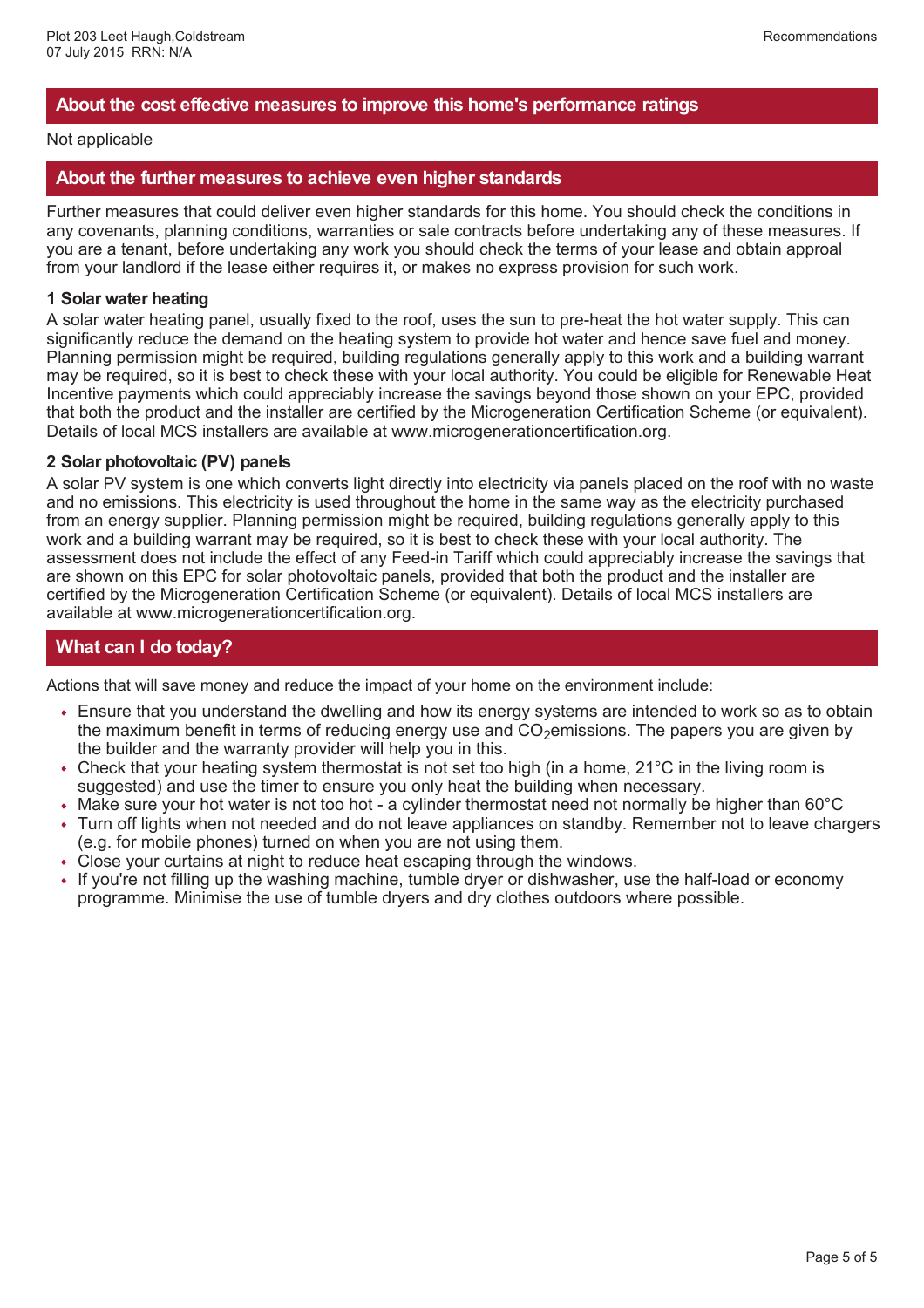## About the cost effective measures to improve this home's performance ratings

Not applicable

## About the further measures to achieve even higher standards

Further measures that could deliver even higher standards for this home. You should check the conditions in any covenants, planning conditions, warranties or sale contracts before undertaking any of these measures. If you are a tenant, before undertaking any work you should check the terms of your lease and obtain approal from your landlord if the lease either requires it, or makes no express provision for such work.

**1 Solar water heating**

A solar water heating panel, usually fixed to the roof, uses the sun to pre-heat the hot water supply. This can significantly reduce the demand on the heating system to provide hot water and hence save fuel and money. Planning permission might be required, building regulations generally apply to this work and a building warrant may be required, so it is best to check these with your local authority. You could be eligible for Renewable Heat Incentive payments which could appreciably increase the savings beyond those shown on your EPC, provided that both the product and the installer are certified by the Microgeneration Certification Scheme (or equivalent). Details of local MCS installers are available at www.microgenerationcertification.org.

**2 Solar photovoltaic (PV) panels**

A solar PV system is one which converts light directly into electricity via panels placed on the roof with no waste and no emissions. This electricity is used throughout the home in the same way as the electricity purchased from an energy supplier. Planning permission might be required, building regulations generally apply to this work and a building warrant may be required, so it is best to check these with your local authority. The assessment does not include the effect of any Feed-in Tariff which could appreciably increase the savings that are shown on this EPC for solar photovoltaic panels, provided that both the product and the installer are certified by the Microgeneration Certification Scheme (or equivalent). Details of local MCS installers are available at www.microgenerationcertification.org.

## What can I do today?

Actions that will save money and reduce the impact of your home on the environment include:

- Ensure that you understand the dwelling and how its energy systems are intended to work so as to obtain the maximum benefit in terms of reducing energy use and $CO_2$emissions. The papers you are given by the builder and the warranty provider will help you in this.
- Check that your heating system thermostat is not set too high (in a home, 21°C in the living room is suggested) and use the timer to ensure you only heat the building when necessary.
- Make sure your hot water is not too hot - a cylinder thermostat need not normally be higher than 60°C
- Turn off lights when not needed and do not leave appliances on standby. Remember not to leave chargers (e.g. for mobile phones) turned on when you are not using them.
- Close your curtains at night to reduce heat escaping through the windows.
- If you're not filling up the washing machine, tumble dryer or dishwasher, use the half-load or economy programme. Minimise the use of tumble dryers and dry clothes outdoors where possible.